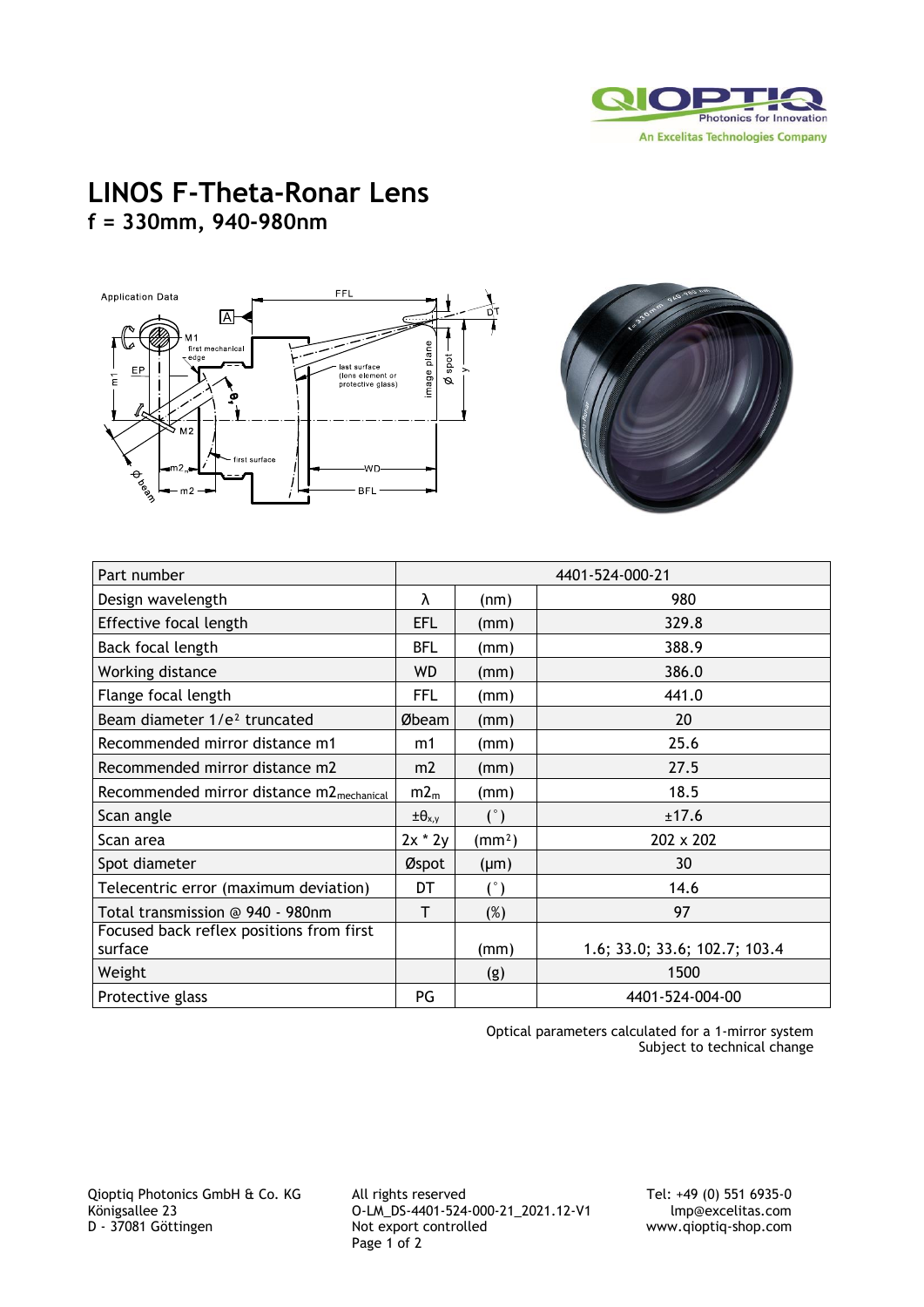# LINOS F-Theta-Ronar Lens
## f = 330mm, 940-980nm

| Part number | | | 4401-524-000-21 |
|---|---|---|---|
| Design wavelength | λ | (nm) | 980 |
| Effective focal length | EFL | (mm) | 329.8 |
| Back focal length | BFL | (mm) | 388.9 |
| Working distance | WD | (mm) | 386.0 |
| Flange focal length | FFL | (mm) | 441.0 |
| Beam diameter 1/e² truncated | Øbeam | (mm) | 20 |
| Recommended mirror distance m1 | m1 | (mm) | 25.6 |
| Recommended mirror distance m2 | m2 | (mm) | 27.5 |
| Recommended mirror distance $m2_{mechanical}$ | $m2_m$ | (mm) | 18.5 |
| Scan angle | $\pm\theta_{x,y}$ | (°) | ±17.6 |
| Scan area | 2x * 2y | (mm²) | 202 x 202 |
| Spot diameter | Øspot | (µm) | 30 |
| Telecentric error (maximum deviation) | DT | (°) | 14.6 |
| Total transmission @ 940 - 980nm | T | (%) | 97 |
| Focused back reflex positions from first surface | | (mm) | 1.6; 33.0; 33.6; 102.7; 103.4 |
| Weight | | (g) | 1500 |
| Protective glass | PG | | 4401-524-004-00 |

Optical parameters calculated for a 1-mirror system
Subject to technical change

Qioptiq Photonics GmbH & Co. KG
Königsallee 23
D - 37081 Göttingen

All rights reserved
O-LM_DS-4401-524-000-21_2021.12-V1
Not export controlled

Tel: +49 (0) 551 6935-0
lmp@excelitas.com
www.qioptiq-shop.com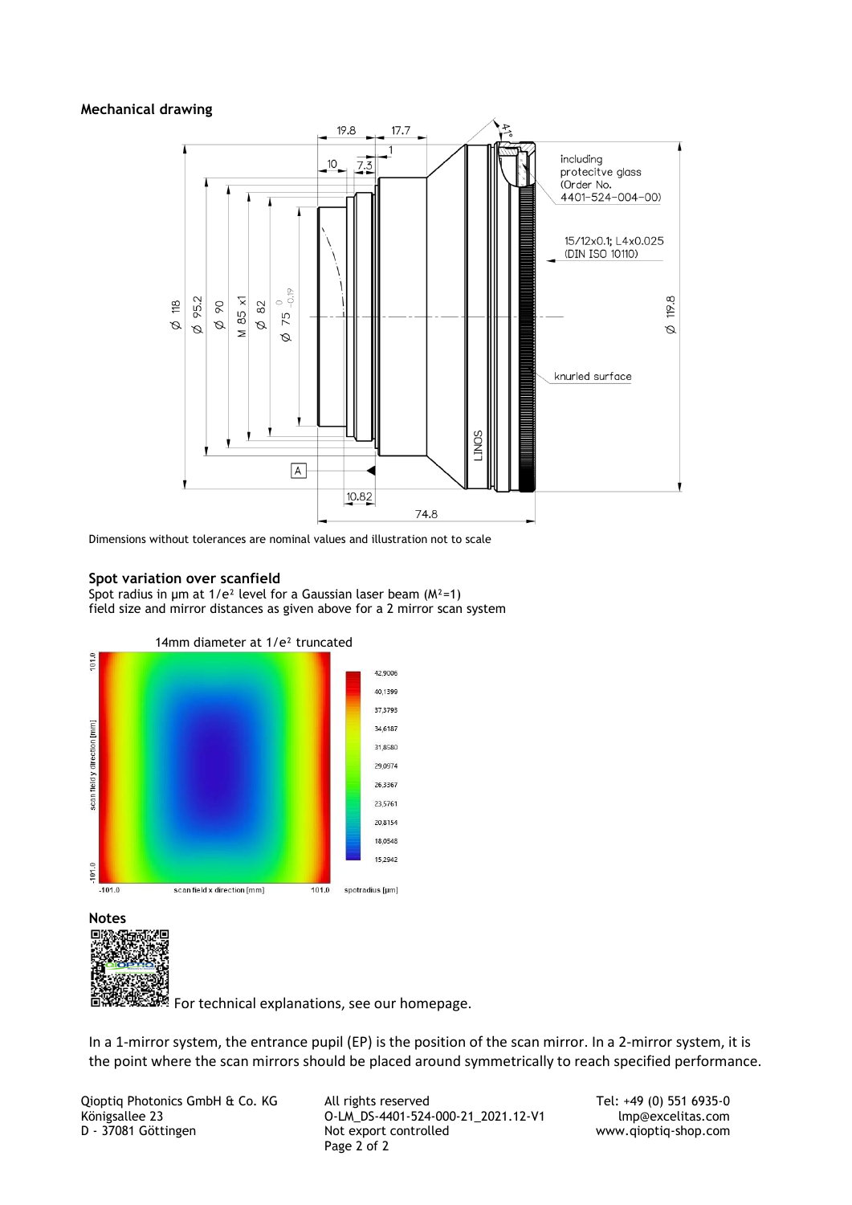**Mechanical drawing**

19.8
17.7
10
7.3
1
41°
including protecitve glass (Order No. 4401-524-004-00)
15/12x0.1; L4x0.025 (DIN ISO 10110)
knurled surface
Ø 118
Ø 95.2
Ø 90
M 85 x1
Ø 82
Ø 75 0 -0.19
Ø 119.8
LINOS
A
10.82
74.8

Dimensions without tolerances are nominal values and illustration not to scale

**Spot variation over scanfield**

Spot radius in µm at $1/e^2$ level for a Gaussian laser beam ($M^2$=1)
field size and mirror distances as given above for a 2 mirror scan system

14mm diameter at $1/e^2$ truncated

101.0
scan field y direction [mm]
-101.0
-101.0
scan field x direction [mm]
101.0

42,9006
40,1399
37,3793
34,6187
31,8580
29,0974
26,3367
23,5761
20,8154
18,0548
15,2942
spotradius [µm]

**Notes**

For technical explanations, see our homepage.

In a 1-mirror system, the entrance pupil (EP) is the position of the scan mirror. In a 2-mirror system, it is the point where the scan mirrors should be placed around symmetrically to reach specified performance.

Qioptiq Photonics GmbH & Co. KG
Königsallee 23
D - 37081 Göttingen

All rights reserved
O-LM_DS-4401-524-000-21_2021.12-V1
Not export controlled

Tel: +49 (0) 551 6935-0
lmp@excelitas.com
www.qioptiq-shop.com